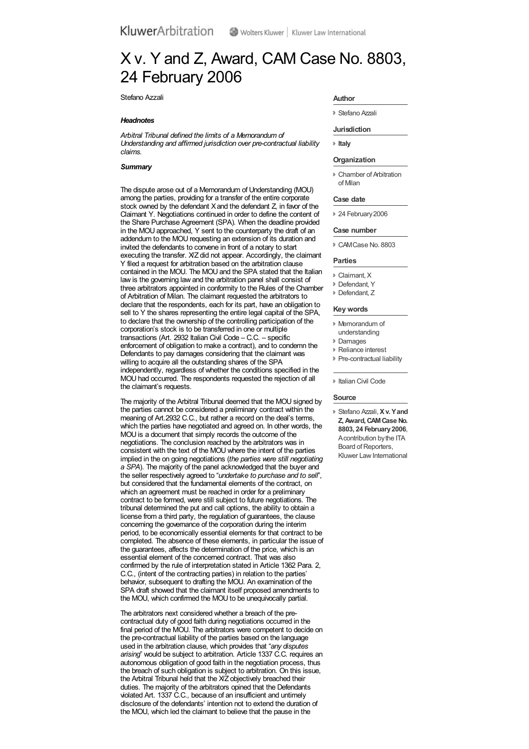KluwerArbitration

# X v. Y and Z, Award, CAM Case No. 8803, 24 February 2006

Stefano Azzali

***Headnotes***

*Arbitral Tribunal defined the limits of a Memorandum of Understanding and affirmed jurisdiction over pre-contractual liability claims.*

***Summary***

The dispute arose out of a Memorandum of Understanding (MOU) among the parties, providing for a transfer of the entire corporate stock owned by the defendant X and the defendant Z, in favor of the Claimant Y. Negotiations continued in order to define the content of the Share Purchase Agreement (SPA). When the deadline provided in the MOU approached, Y sent to the counterparty the draft of an addendum to the MOU requesting an extension of its duration and invited the defendants to convene in front of a notary to start executing the transfer. X/Z did not appear. Accordingly, the claimant Y filed a request for arbitration based on the arbitration clause contained in the MOU. The MOU and the SPA stated that the Italian law is the governing law and the arbitration panel shall consist of three arbitrators appointed in conformity to the Rules of the Chamber of Arbitration of Milan. The claimant requested the arbitrators to declare that the respondents, each for its part, have an obligation to sell to Y the shares representing the entire legal capital of the SPA, to declare that the ownership of the controlling participation of the corporation's stock is to be transferred in one or multiple transactions (Art. 2932 Italian Civil Code – C.C. – specific enforcement of obligation to make a contract), and to condemn the Defendants to pay damages considering that the claimant was willing to acquire all the outstanding shares of the SPA independently, regardless of whether the conditions specified in the MOU had occurred. The respondents requested the rejection of all the claimant's requests.

The majority of the Arbitral Tribunal deemed that the MOU signed by the parties cannot be considered a preliminary contract within the meaning of Art.2932 C.C., but rather a record on the deal's terms, which the parties have negotiated and agreed on. In other words, the MOU is a document that simply records the outcome of the negotiations. The conclusion reached by the arbitrators was in consistent with the text of the MOU where the intent of the parties implied in the on going negotiations (*the parties were still negotiating a SPA*). The majority of the panel acknowledged that the buyer and the seller respectively agreed to "*undertake to purchase and to sell*", but considered that the fundamental elements of the contract, on which an agreement must be reached in order for a preliminary contract to be formed, were still subject to future negotiations. The tribunal determined the put and call options, the ability to obtain a license from a third party, the regulation of guarantees, the clause concerning the governance of the corporation during the interim period, to be economically essential elements for that contract to be completed. The absence of these elements, in particular the issue of the guarantees, affects the determination of the price, which is an essential element of the concerned contract. That was also confirmed by the rule of interpretation stated in Article 1362 Para. 2, C.C., (intent of the contracting parties) in relation to the parties' behavior, subsequent to drafting the MOU. An examination of the SPA draft showed that the claimant itself proposed amendments to the MOU, which confirmed the MOU to be unequivocally partial.

The arbitrators next considered whether a breach of the pre-contractual duty of good faith during negotiations occurred in the final period of the MOU. The arbitrators were competent to decide on the pre-contractual liability of the parties based on the language used in the arbitration clause, which provides that "*any disputes arising*" would be subject to arbitration. Article 1337 C.C. requires an autonomous obligation of good faith in the negotiation process, thus the breach of such obligation is subject to arbitration. On this issue, the Arbitral Tribunal held that the X/Z objectively breached their duties. The majority of the arbitrators opined that the Defendants violated Art. 1337 C.C., because of an insufficient and untimely disclosure of the defendants' intention not to extend the duration of the MOU, which led the claimant to believe that the pause in the

**Author**

- Stefano Azzali

**Jurisdiction**

- **Italy**

**Organization**

- Chamber of Arbitration of Milan

**Case date**

- 24 February 2006

**Case number**

- CAM Case No. 8803

**Parties**

- Claimant, X
- Defendant, Y
- Defendant, Z

**Key words**

- Memorandum of understanding
- Damages
- Reliance interest
- Pre-contractual liability

- Italian Civil Code

**Source**

- Stefano Azzali, **X v. Y and Z, Award, CAM Case No. 8803, 24 February 2006**, A contribution by the ITA Board of Reporters, Kluwer Law International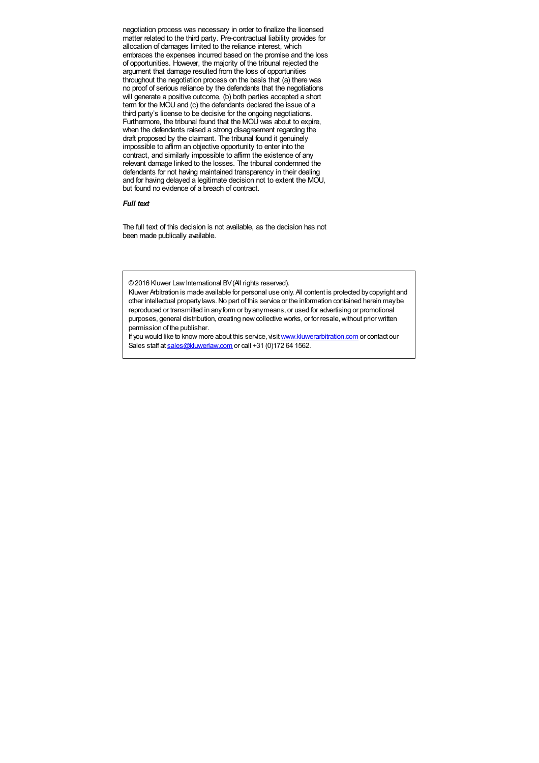negotiation process was necessary in order to finalize the licensed matter related to the third party. Pre-contractual liability provides for allocation of damages limited to the reliance interest, which embraces the expenses incurred based on the promise and the loss of opportunities. However, the majority of the tribunal rejected the argument that damage resulted from the loss of opportunities throughout the negotiation process on the basis that (a) there was no proof of serious reliance by the defendants that the negotiations will generate a positive outcome, (b) both parties accepted a short term for the MOU and (c) the defendants declared the issue of a third party's license to be decisive for the ongoing negotiations. Furthermore, the tribunal found that the MOU was about to expire, when the defendants raised a strong disagreement regarding the draft proposed by the claimant. The tribunal found it genuinely impossible to affirm an objective opportunity to enter into the contract, and similarly impossible to affirm the existence of any relevant damage linked to the losses. The tribunal condemned the defendants for not having maintained transparency in their dealing and for having delayed a legitimate decision not to extent the MOU, but found no evidence of a breach of contract.

***Full text***

The full text of this decision is not available, as the decision has not been made publically available.

© 2016 Kluwer Law International BV (All rights reserved).
Kluwer Arbitration is made available for personal use only. All content is protected by copyright and other intellectual property laws. No part of this service or the information contained herein may be reproduced or transmitted in any form or by any means, or used for advertising or promotional purposes, general distribution, creating new collective works, or for resale, without prior written permission of the publisher.
If you would like to know more about this service, visit www.kluwerarbitration.com or contact our Sales staff at sales@kluwerlaw.com or call +31 (0)172 64 1562.